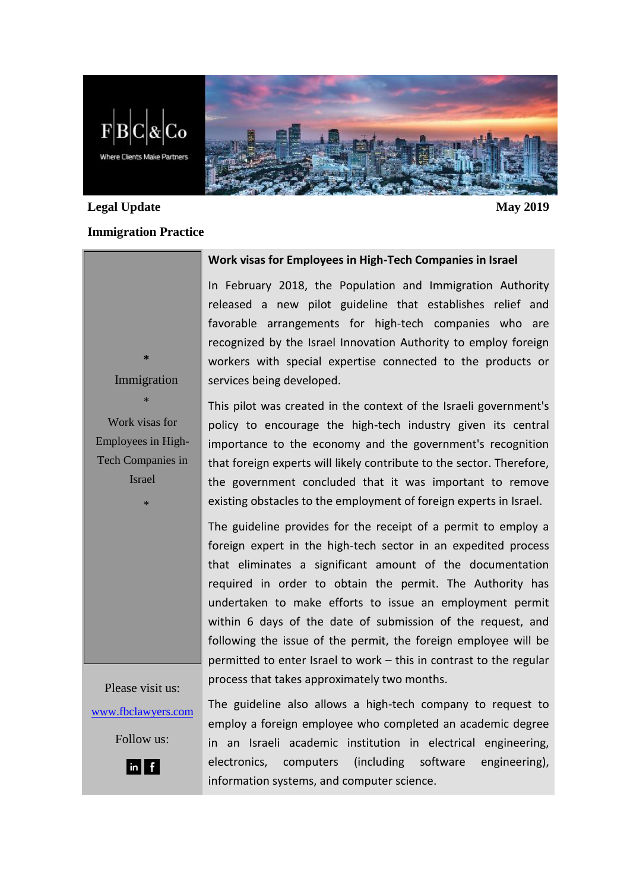F|B|C|&|Co

Where Clients Make Partners

**Legal Update** **May 2019**

**Immigration Practice**

*

Immigration

*

Work visas for Employees in High-Tech Companies in Israel

*

Please visit us:

[www.fbclawyers.com](http://www.fbclawyers.com)

Follow us:

## Work visas for Employees in High-Tech Companies in Israel

In February 2018, the Population and Immigration Authority released a new pilot guideline that establishes relief and favorable arrangements for high-tech companies who are recognized by the Israel Innovation Authority to employ foreign workers with special expertise connected to the products or services being developed.

This pilot was created in the context of the Israeli government's policy to encourage the high-tech industry given its central importance to the economy and the government's recognition that foreign experts will likely contribute to the sector. Therefore, the government concluded that it was important to remove existing obstacles to the employment of foreign experts in Israel.

The guideline provides for the receipt of a permit to employ a foreign expert in the high-tech sector in an expedited process that eliminates a significant amount of the documentation required in order to obtain the permit. The Authority has undertaken to make efforts to issue an employment permit within 6 days of the date of submission of the request, and following the issue of the permit, the foreign employee will be permitted to enter Israel to work – this in contrast to the regular process that takes approximately two months.

The guideline also allows a high-tech company to request to employ a foreign employee who completed an academic degree in an Israeli academic institution in electrical engineering, electronics, computers (including software engineering), information systems, and computer science.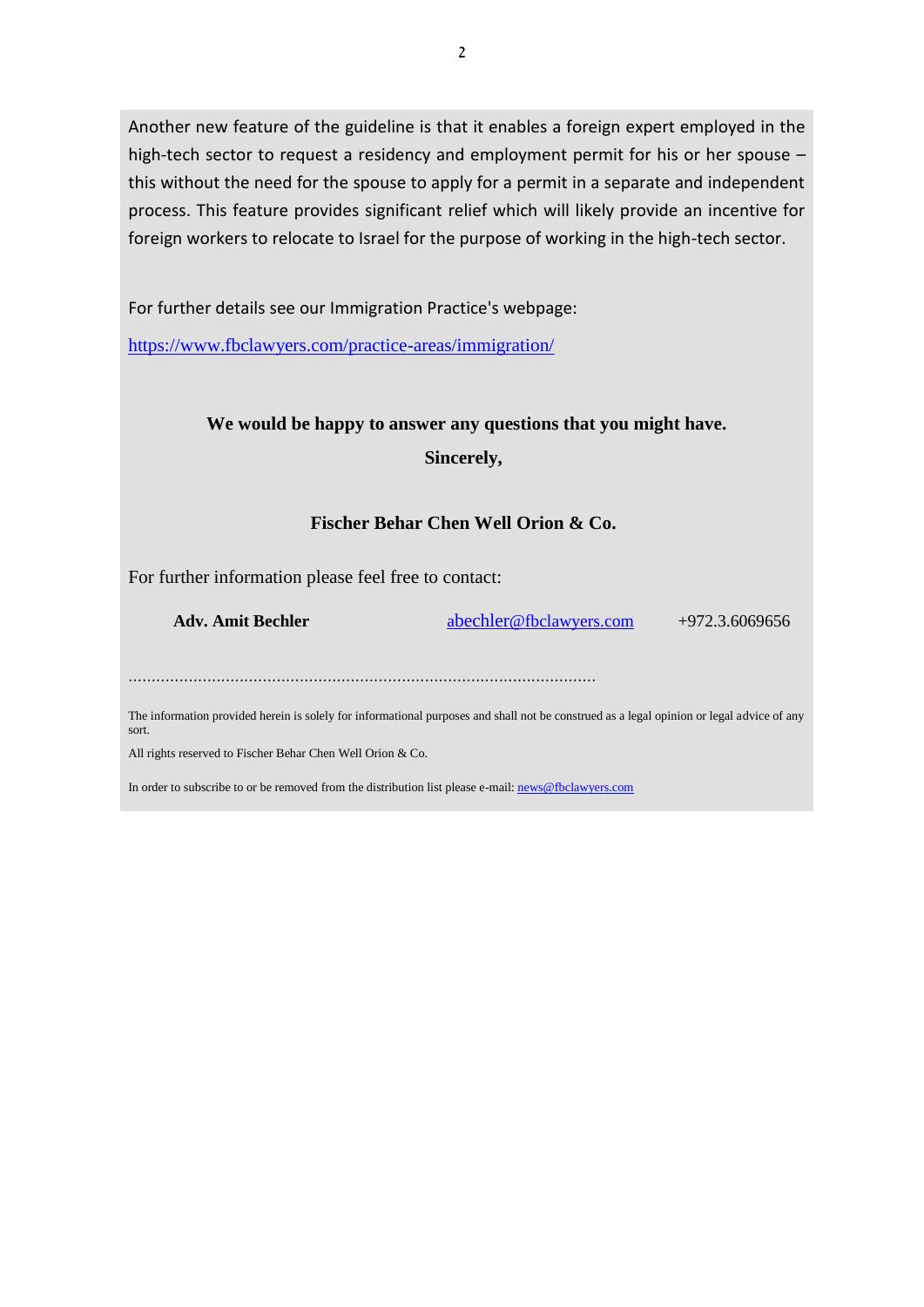Another new feature of the guideline is that it enables a foreign expert employed in the high-tech sector to request a residency and employment permit for his or her spouse – this without the need for the spouse to apply for a permit in a separate and independent process. This feature provides significant relief which will likely provide an incentive for foreign workers to relocate to Israel for the purpose of working in the high-tech sector.

For further details see our Immigration Practice's webpage:

https://www.fbclawyers.com/practice-areas/immigration/

**We would be happy to answer any questions that you might have.**

**Sincerely,**

**Fischer Behar Chen Well Orion & Co.**

For further information please feel free to contact:

| | | |
|---|---|---|
| **Adv. Amit Bechler** | abechler@fbclawyers.com | +972.3.6069656 |

.........................................................................................................

The information provided herein is solely for informational purposes and shall not be construed as a legal opinion or legal advice of any sort.

All rights reserved to Fischer Behar Chen Well Orion & Co.

In order to subscribe to or be removed from the distribution list please e-mail: news@fbclawyers.com